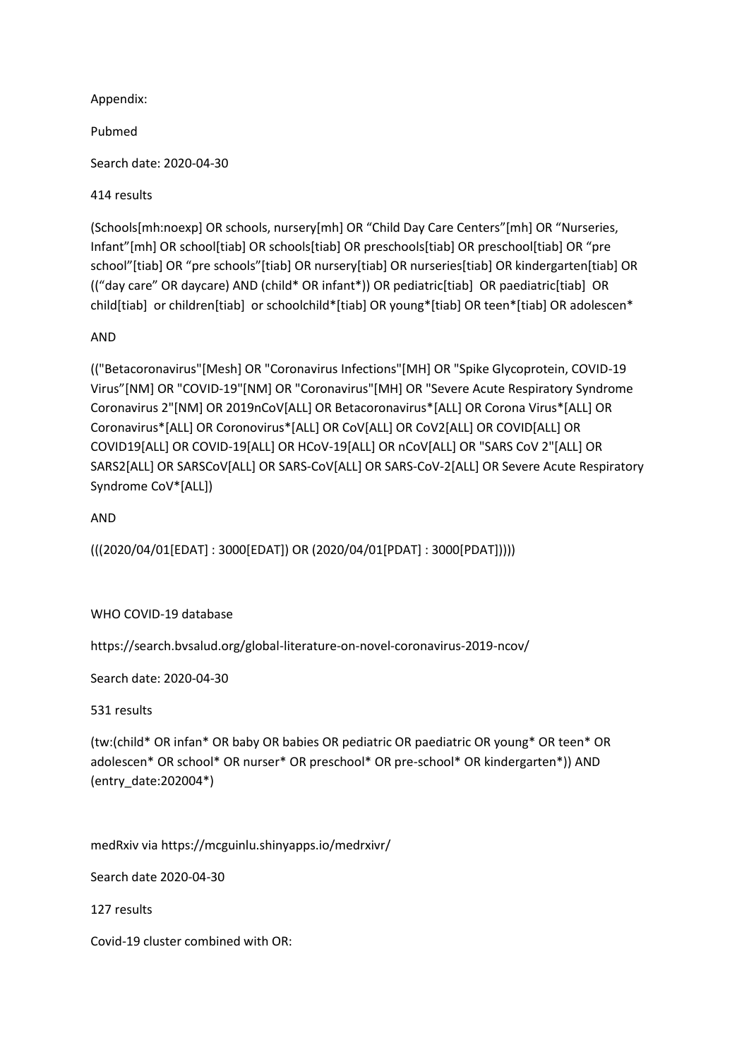Appendix:

Pubmed

Search date: 2020-04-30

414 results

(Schools[mh:noexp] OR schools, nursery[mh] OR “Child Day Care Centers”[mh] OR “Nurseries, Infant”[mh] OR school[tiab] OR schools[tiab] OR preschools[tiab] OR preschool[tiab] OR “pre school”[tiab] OR “pre schools”[tiab] OR nursery[tiab] OR nurseries[tiab] OR kindergarten[tiab] OR ((“day care” OR daycare) AND (child* OR infant*)) OR pediatric[tiab] OR paediatric[tiab] OR child[tiab] or children[tiab] or schoolchild*[tiab] OR young*[tiab] OR teen*[tiab] OR adolescen*

AND

(("Betacoronavirus"[Mesh] OR "Coronavirus Infections"[MH] OR "Spike Glycoprotein, COVID-19 Virus”[NM] OR "COVID-19"[NM] OR "Coronavirus"[MH] OR "Severe Acute Respiratory Syndrome Coronavirus 2"[NM] OR 2019nCoV[ALL] OR Betacoronavirus*[ALL] OR Corona Virus*[ALL] OR Coronavirus*[ALL] OR Coronovirus*[ALL] OR CoV[ALL] OR CoV2[ALL] OR COVID[ALL] OR COVID19[ALL] OR COVID-19[ALL] OR HCoV-19[ALL] OR nCoV[ALL] OR "SARS CoV 2"[ALL] OR SARS2[ALL] OR SARSCoV[ALL] OR SARS-CoV[ALL] OR SARS-CoV-2[ALL] OR Severe Acute Respiratory Syndrome CoV*[ALL])

AND

(((2020/04/01[EDAT] : 3000[EDAT]) OR (2020/04/01[PDAT] : 3000[PDAT]))))

WHO COVID-19 database

https://search.bvsalud.org/global-literature-on-novel-coronavirus-2019-ncov/

Search date: 2020-04-30

531 results

(tw:(child* OR infan* OR baby OR babies OR pediatric OR paediatric OR young* OR teen* OR adolescen* OR school* OR nurser* OR preschool* OR pre-school* OR kindergarten*)) AND (entry_date:202004*)

medRxiv via https://mcguinlu.shinyapps.io/medrxivr/

Search date 2020-04-30

127 results

Covid-19 cluster combined with OR: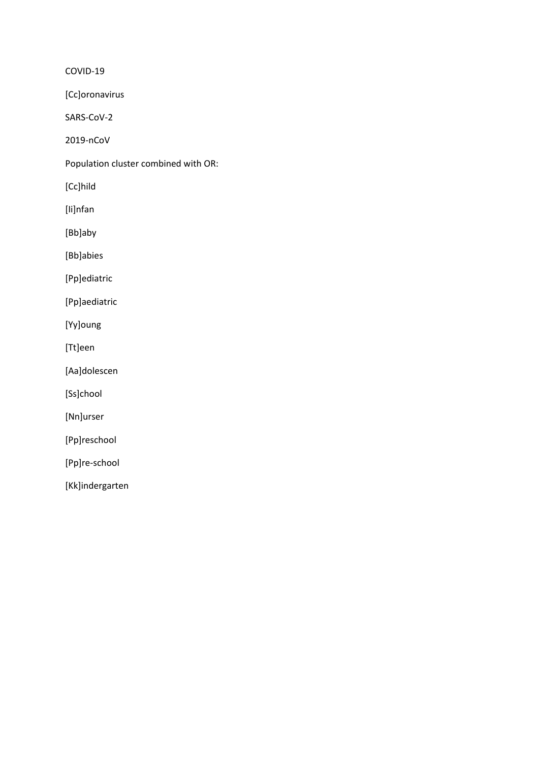COVID-19

[Cc]oronavirus

SARS-CoV-2

2019-nCoV

Population cluster combined with OR:

[Cc]hild

[Ii]nfan

[Bb]aby

[Bb]abies

[Pp]ediatric

[Pp]aediatric

[Yy]oung

[Tt]een

[Aa]dolescen

[Ss]chool

[Nn]urser

[Pp]reschool

[Pp]re-school

[Kk]indergarten